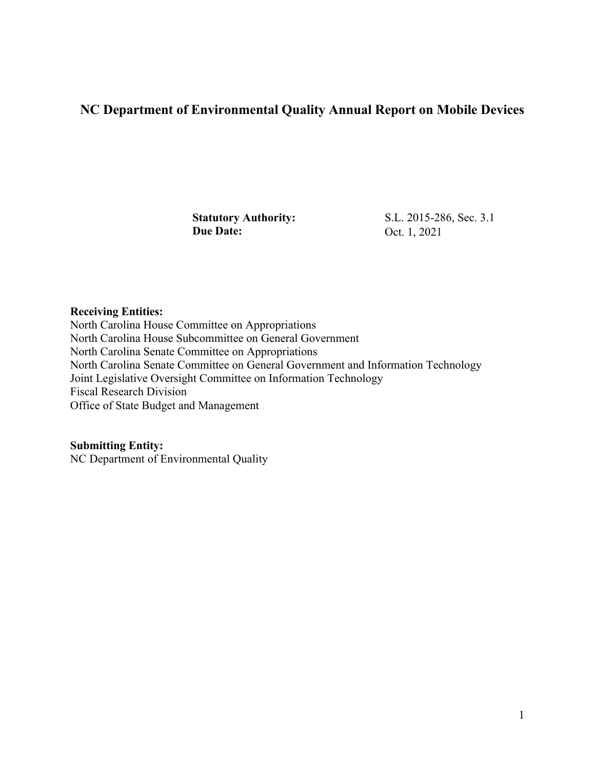# NC Department of Environmental Quality Annual Report on Mobile Devices

**Statutory Authority:** S.L. 2015-286, Sec. 3.1
**Due Date:** Oct. 1, 2021

**Receiving Entities:**
North Carolina House Committee on Appropriations
North Carolina House Subcommittee on General Government
North Carolina Senate Committee on Appropriations
North Carolina Senate Committee on General Government and Information Technology
Joint Legislative Oversight Committee on Information Technology
Fiscal Research Division
Office of State Budget and Management

**Submitting Entity:**
NC Department of Environmental Quality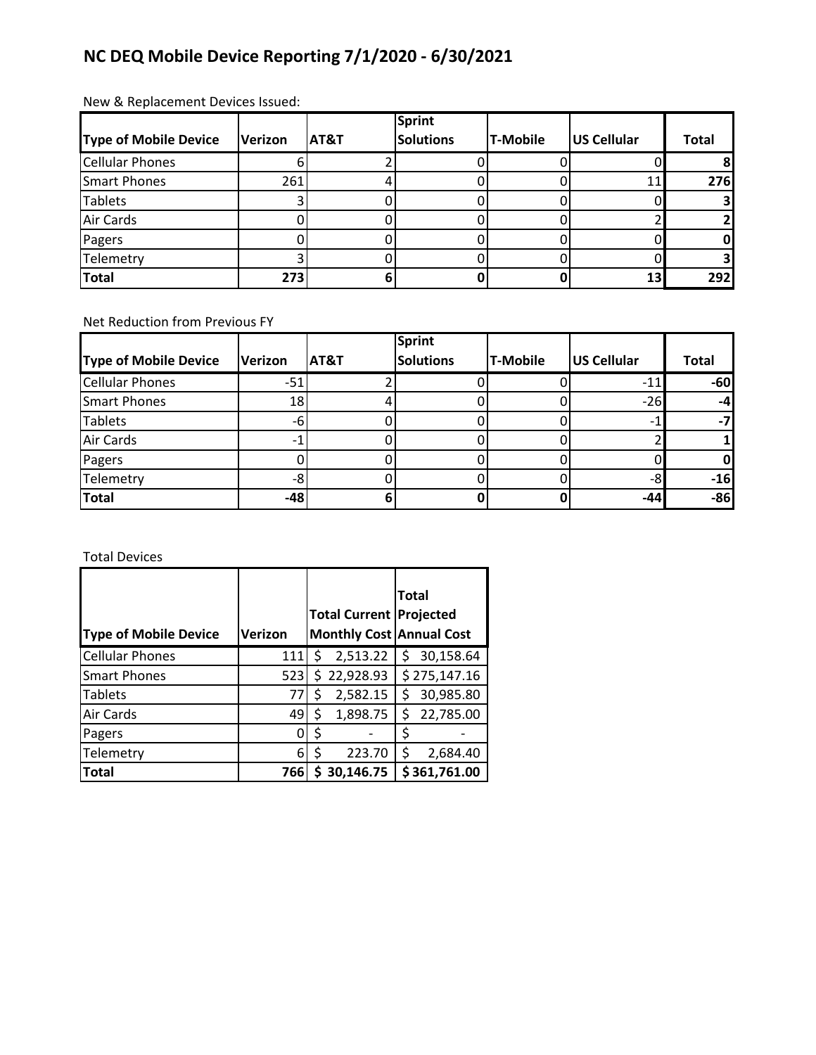# NC DEQ Mobile Device Reporting 7/1/2020 - 6/30/2021

New & Replacement Devices Issued:

| Type of Mobile Device | Verizon | AT&T | Sprint Solutions | T-Mobile | US Cellular | Total |
|---|---|---|---|---|---|---|
| Cellular Phones | 6 | 2 | 0 | 0 | 0 | **8** |
| Smart Phones | 261 | 4 | 0 | 0 | 11 | **276** |
| Tablets | 3 | 0 | 0 | 0 | 0 | **3** |
| Air Cards | 0 | 0 | 0 | 0 | 2 | **2** |
| Pagers | 0 | 0 | 0 | 0 | 0 | **0** |
| Telemetry | 3 | 0 | 0 | 0 | 0 | **3** |
| **Total** | **273** | **6** | **0** | **0** | **13** | **292** |

Net Reduction from Previous FY

| Type of Mobile Device | Verizon | AT&T | Sprint Solutions | T-Mobile | US Cellular | Total |
|---|---|---|---|---|---|---|
| Cellular Phones | -51 | 2 | 0 | 0 | -11 | **-60** |
| Smart Phones | 18 | 4 | 0 | 0 | -26 | **-4** |
| Tablets | -6 | 0 | 0 | 0 | -1 | **-7** |
| Air Cards | -1 | 0 | 0 | 0 | 2 | **1** |
| Pagers | 0 | 0 | 0 | 0 | 0 | **0** |
| Telemetry | -8 | 0 | 0 | 0 | -8 | **-16** |
| **Total** | **-48** | **6** | **0** | **0** | **-44** | **-86** |

Total Devices

| Type of Mobile Device | Verizon | Total Current Monthly Cost | Total Projected Annual Cost |
|---|---|---|---|
| Cellular Phones | 111 | $ 2,513.22 | $ 30,158.64 |
| Smart Phones | 523 | $ 22,928.93 | $ 275,147.16 |
| Tablets | 77 | $ 2,582.15 | $ 30,985.80 |
| Air Cards | 49 | $ 1,898.75 | $ 22,785.00 |
| Pagers | 0 | $ - | $ - |
| Telemetry | 6 | $ 223.70 | $ 2,684.40 |
| **Total** | **766** | **$ 30,146.75** | **$ 361,761.00** |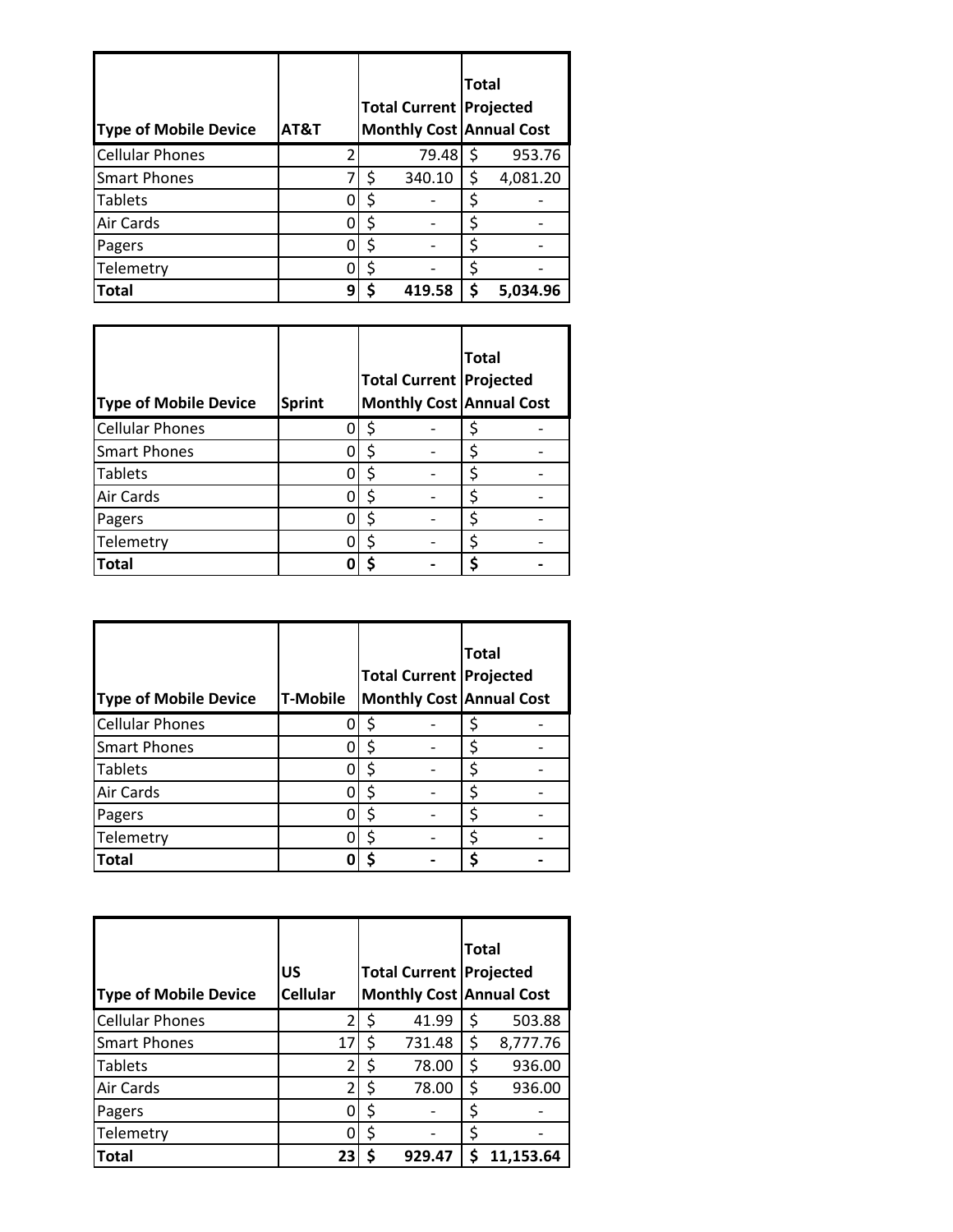| Type of Mobile Device | AT&T | Total Current Monthly Cost | Total Projected Annual Cost |
|---|---|---|---|
| Cellular Phones | 2 | 79.48 | $ 953.76 |
| Smart Phones | 7 | $ 340.10 | $ 4,081.20 |
| Tablets | 0 | $ - | $ - |
| Air Cards | 0 | $ - | $ - |
| Pagers | 0 | $ - | $ - |
| Telemetry | 0 | $ - | $ - |
| **Total** | **9** | **$ 419.58** | **$ 5,034.96** |

| Type of Mobile Device | Sprint | Total Current Monthly Cost | Total Projected Annual Cost |
|---|---|---|---|
| Cellular Phones | 0 | $ - | $ - |
| Smart Phones | 0 | $ - | $ - |
| Tablets | 0 | $ - | $ - |
| Air Cards | 0 | $ - | $ - |
| Pagers | 0 | $ - | $ - |
| Telemetry | 0 | $ - | $ - |
| **Total** | **0** | **$ -** | **$ -** |

| Type of Mobile Device | T-Mobile | Total Current Monthly Cost | Total Projected Annual Cost |
|---|---|---|---|
| Cellular Phones | 0 | $ - | $ - |
| Smart Phones | 0 | $ - | $ - |
| Tablets | 0 | $ - | $ - |
| Air Cards | 0 | $ - | $ - |
| Pagers | 0 | $ - | $ - |
| Telemetry | 0 | $ - | $ - |
| **Total** | **0** | **$ -** | **$ -** |

| Type of Mobile Device | US Cellular | Total Current Monthly Cost | Total Projected Annual Cost |
|---|---|---|---|
| Cellular Phones | 2 | $ 41.99 | $ 503.88 |
| Smart Phones | 17 | $ 731.48 | $ 8,777.76 |
| Tablets | 2 | $ 78.00 | $ 936.00 |
| Air Cards | 2 | $ 78.00 | $ 936.00 |
| Pagers | 0 | $ - | $ - |
| Telemetry | 0 | $ - | $ - |
| **Total** | **23** | **$ 929.47** | **$ 11,153.64** |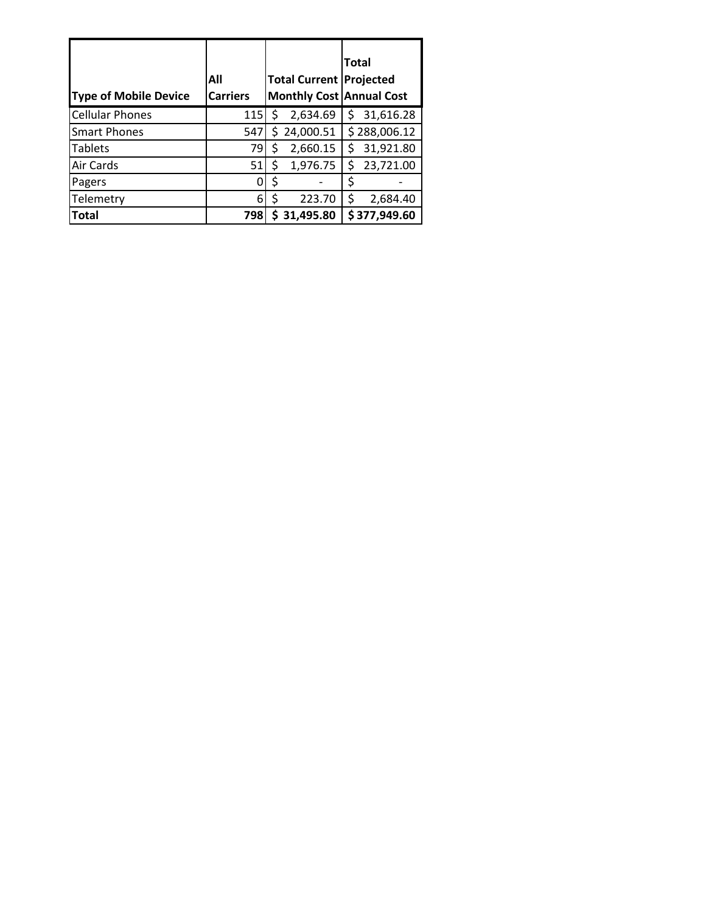| Type of Mobile Device | All Carriers | Total Current Monthly Cost | Total Projected Annual Cost |
|---|---|---|---|
| Cellular Phones | 115 | $ 2,634.69 | $ 31,616.28 |
| Smart Phones | 547 | $ 24,000.51 | $ 288,006.12 |
| Tablets | 79 | $ 2,660.15 | $ 31,921.80 |
| Air Cards | 51 | $ 1,976.75 | $ 23,721.00 |
| Pagers | 0 | $ - | $ - |
| Telemetry | 6 | $ 223.70 | $ 2,684.40 |
| **Total** | **798** | **$ 31,495.80** | **$ 377,949.60** |